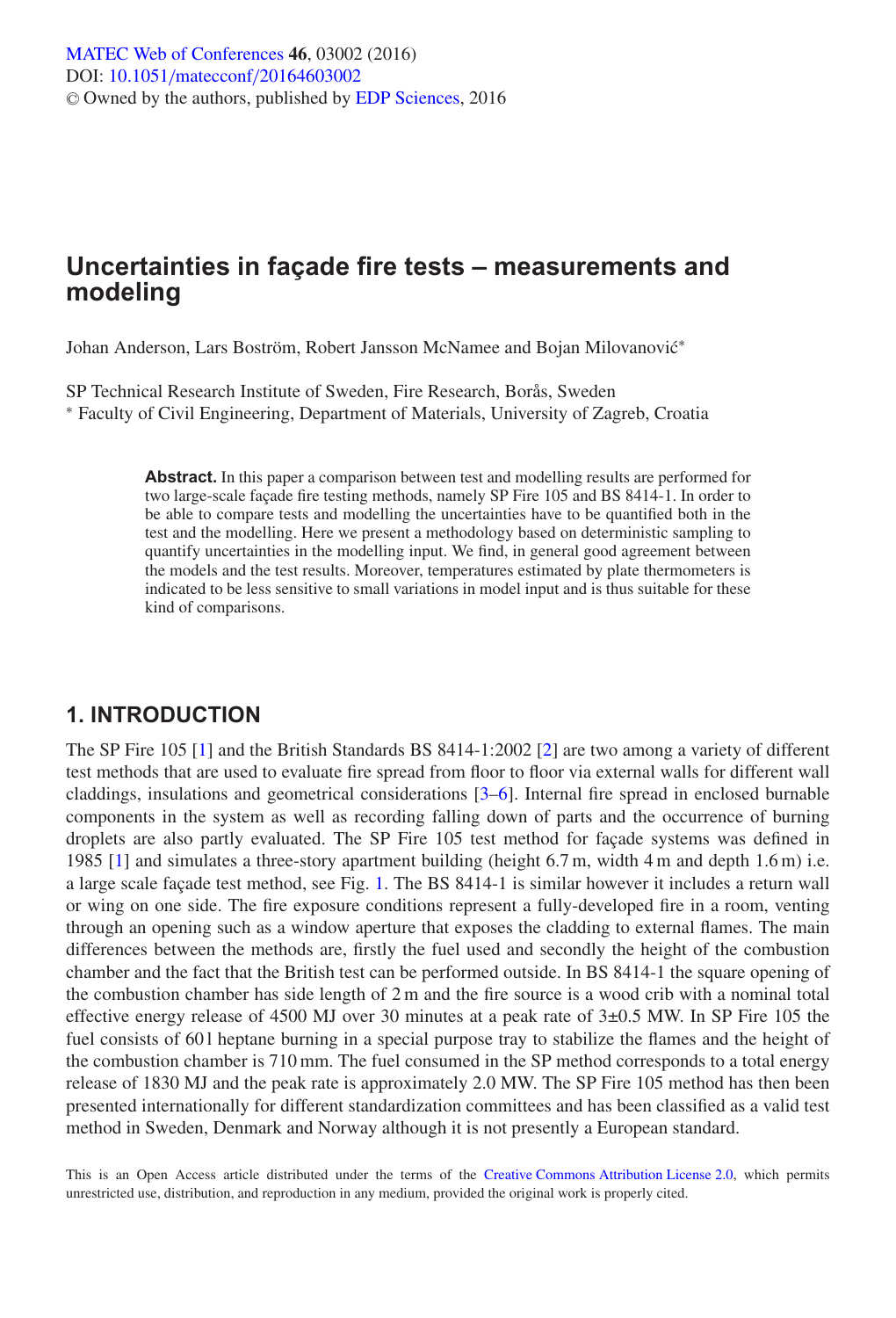# Uncertainties in façade fire tests – measurements and modeling

Johan Anderson, Lars Boström, Robert Jansson McNamee and Bojan Milovanović*

SP Technical Research Institute of Sweden, Fire Research, Borås, Sweden
* Faculty of Civil Engineering, Department of Materials, University of Zagreb, Croatia

**Abstract.** In this paper a comparison between test and modelling results are performed for two large-scale façade fire testing methods, namely SP Fire 105 and BS 8414-1. In order to be able to compare tests and modelling the uncertainties have to be quantified both in the test and the modelling. Here we present a methodology based on deterministic sampling to quantify uncertainties in the modelling input. We find, in general good agreement between the models and the test results. Moreover, temperatures estimated by plate thermometers is indicated to be less sensitive to small variations in model input and is thus suitable for these kind of comparisons.

## 1. INTRODUCTION

The SP Fire 105 [1] and the British Standards BS 8414-1:2002 [2] are two among a variety of different test methods that are used to evaluate fire spread from floor to floor via external walls for different wall claddings, insulations and geometrical considerations [3–6]. Internal fire spread in enclosed burnable components in the system as well as recording falling down of parts and the occurrence of burning droplets are also partly evaluated. The SP Fire 105 test method for façade systems was defined in 1985 [1] and simulates a three-story apartment building (height 6.7 m, width 4 m and depth 1.6 m) i.e. a large scale façade test method, see Fig. 1. The BS 8414-1 is similar however it includes a return wall or wing on one side. The fire exposure conditions represent a fully-developed fire in a room, venting through an opening such as a window aperture that exposes the cladding to external flames. The main differences between the methods are, firstly the fuel used and secondly the height of the combustion chamber and the fact that the British test can be performed outside. In BS 8414-1 the square opening of the combustion chamber has side length of 2 m and the fire source is a wood crib with a nominal total effective energy release of 4500 MJ over 30 minutes at a peak rate of 3±0.5 MW. In SP Fire 105 the fuel consists of 60 l heptane burning in a special purpose tray to stabilize the flames and the height of the combustion chamber is 710 mm. The fuel consumed in the SP method corresponds to a total energy release of 1830 MJ and the peak rate is approximately 2.0 MW. The SP Fire 105 method has then been presented internationally for different standardization committees and has been classified as a valid test method in Sweden, Denmark and Norway although it is not presently a European standard.

This is an Open Access article distributed under the terms of the Creative Commons Attribution License 2.0, which permits unrestricted use, distribution, and reproduction in any medium, provided the original work is properly cited.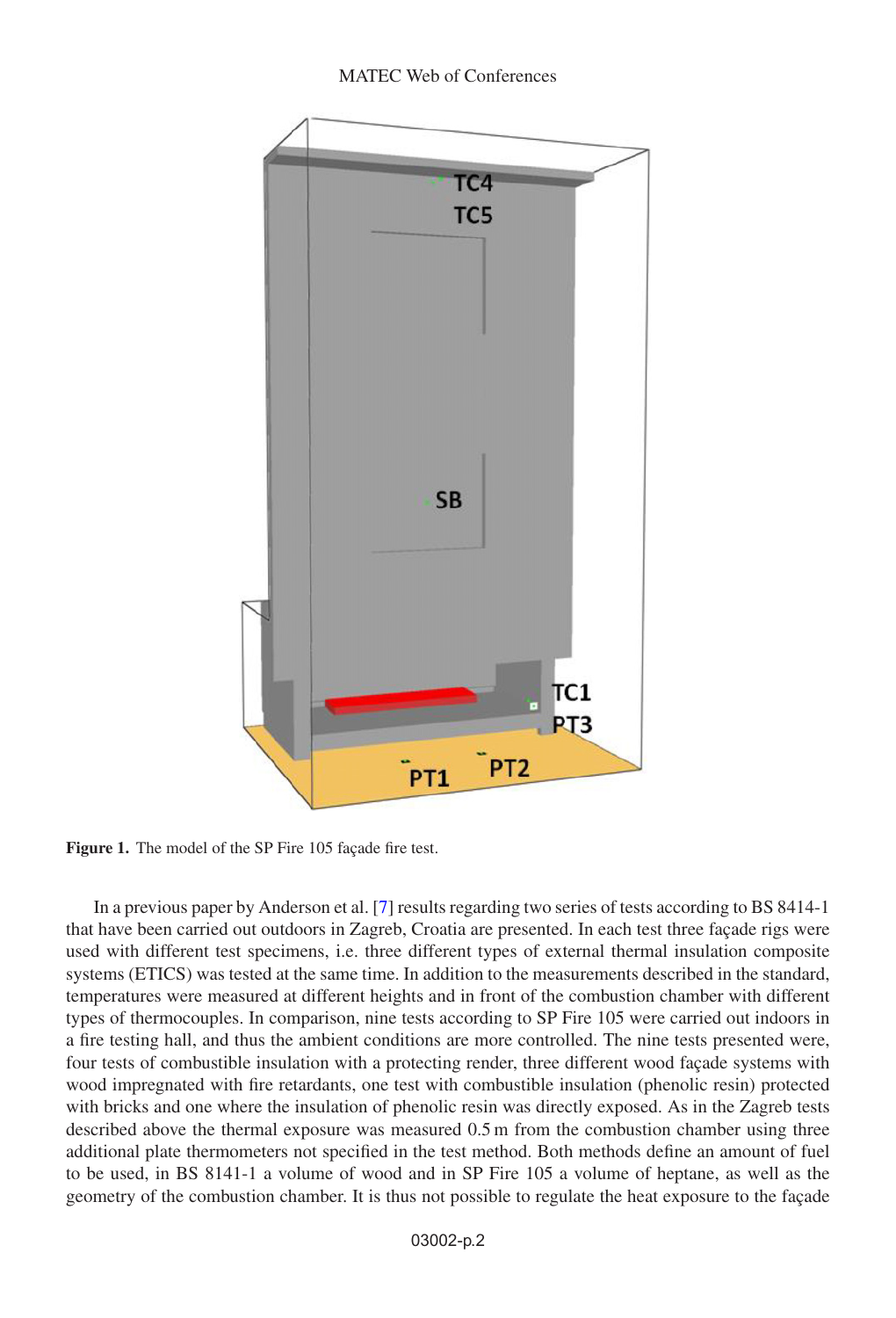**Figure 1.** The model of the SP Fire 105 façade fire test.

In a previous paper by Anderson et al. [7] results regarding two series of tests according to BS 8414-1 that have been carried out outdoors in Zagreb, Croatia are presented. In each test three façade rigs were used with different test specimens, i.e. three different types of external thermal insulation composite systems (ETICS) was tested at the same time. In addition to the measurements described in the standard, temperatures were measured at different heights and in front of the combustion chamber with different types of thermocouples. In comparison, nine tests according to SP Fire 105 were carried out indoors in a fire testing hall, and thus the ambient conditions are more controlled. The nine tests presented were, four tests of combustible insulation with a protecting render, three different wood façade systems with wood impregnated with fire retardants, one test with combustible insulation (phenolic resin) protected with bricks and one where the insulation of phenolic resin was directly exposed. As in the Zagreb tests described above the thermal exposure was measured 0.5 m from the combustion chamber using three additional plate thermometers not specified in the test method. Both methods define an amount of fuel to be used, in BS 8141-1 a volume of wood and in SP Fire 105 a volume of heptane, as well as the geometry of the combustion chamber. It is thus not possible to regulate the heat exposure to the façade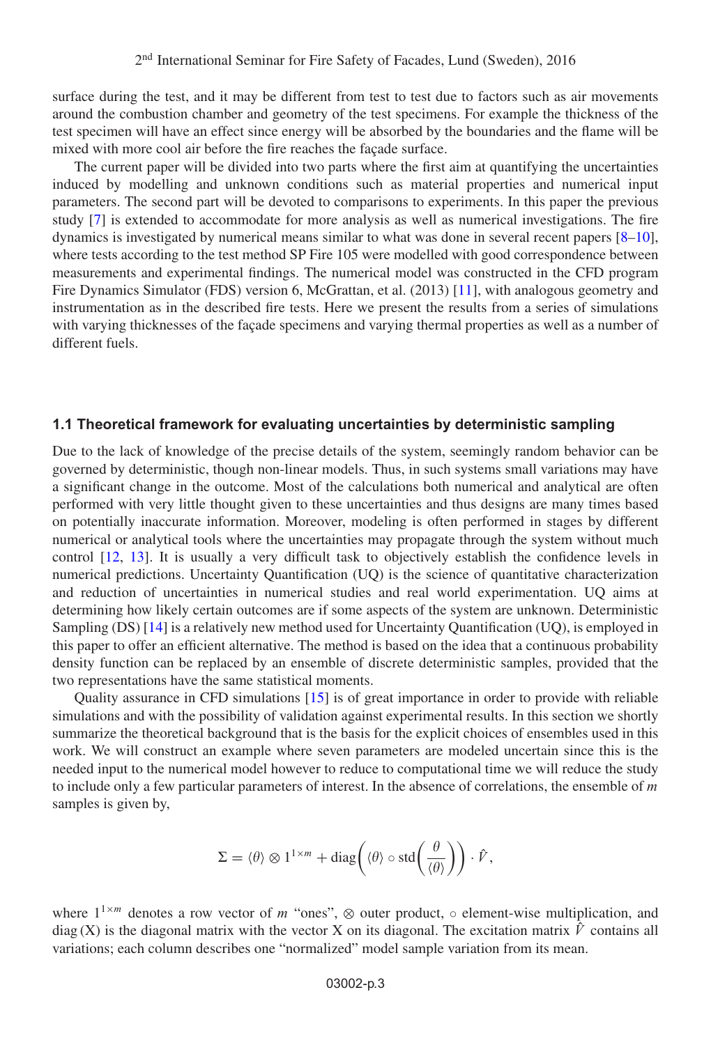surface during the test, and it may be different from test to test due to factors such as air movements around the combustion chamber and geometry of the test specimens. For example the thickness of the test specimen will have an effect since energy will be absorbed by the boundaries and the flame will be mixed with more cool air before the fire reaches the façade surface.

The current paper will be divided into two parts where the first aim at quantifying the uncertainties induced by modelling and unknown conditions such as material properties and numerical input parameters. The second part will be devoted to comparisons to experiments. In this paper the previous study [7] is extended to accommodate for more analysis as well as numerical investigations. The fire dynamics is investigated by numerical means similar to what was done in several recent papers [8–10], where tests according to the test method SP Fire 105 were modelled with good correspondence between measurements and experimental findings. The numerical model was constructed in the CFD program Fire Dynamics Simulator (FDS) version 6, McGrattan, et al. (2013) [11], with analogous geometry and instrumentation as in the described fire tests. Here we present the results from a series of simulations with varying thicknesses of the façade specimens and varying thermal properties as well as a number of different fuels.

### 1.1 Theoretical framework for evaluating uncertainties by deterministic sampling

Due to the lack of knowledge of the precise details of the system, seemingly random behavior can be governed by deterministic, though non-linear models. Thus, in such systems small variations may have a significant change in the outcome. Most of the calculations both numerical and analytical are often performed with very little thought given to these uncertainties and thus designs are many times based on potentially inaccurate information. Moreover, modeling is often performed in stages by different numerical or analytical tools where the uncertainties may propagate through the system without much control [12, 13]. It is usually a very difficult task to objectively establish the confidence levels in numerical predictions. Uncertainty Quantification (UQ) is the science of quantitative characterization and reduction of uncertainties in numerical studies and real world experimentation. UQ aims at determining how likely certain outcomes are if some aspects of the system are unknown. Deterministic Sampling (DS) [14] is a relatively new method used for Uncertainty Quantification (UQ), is employed in this paper to offer an efficient alternative. The method is based on the idea that a continuous probability density function can be replaced by an ensemble of discrete deterministic samples, provided that the two representations have the same statistical moments.

Quality assurance in CFD simulations [15] is of great importance in order to provide with reliable simulations and with the possibility of validation against experimental results. In this section we shortly summarize the theoretical background that is the basis for the explicit choices of ensembles used in this work. We will construct an example where seven parameters are modeled uncertain since this is the needed input to the numerical model however to reduce to computational time we will reduce the study to include only a few particular parameters of interest. In the absence of correlations, the ensemble of *m* samples is given by,

$$\Sigma = \langle \theta \rangle \otimes 1^{1\times m} + \operatorname{diag}\left( \langle \theta \rangle \circ \operatorname{std}\left( \frac{\theta}{\langle \theta \rangle} \right) \right) \cdot \hat{V},$$

where $1^{1\times m}$ denotes a row vector of *m* "ones", $\otimes$ outer product, $\circ$ element-wise multiplication, and $\operatorname{diag}(X)$ is the diagonal matrix with the vector X on its diagonal. The excitation matrix $\hat{V}$ contains all variations; each column describes one "normalized" model sample variation from its mean.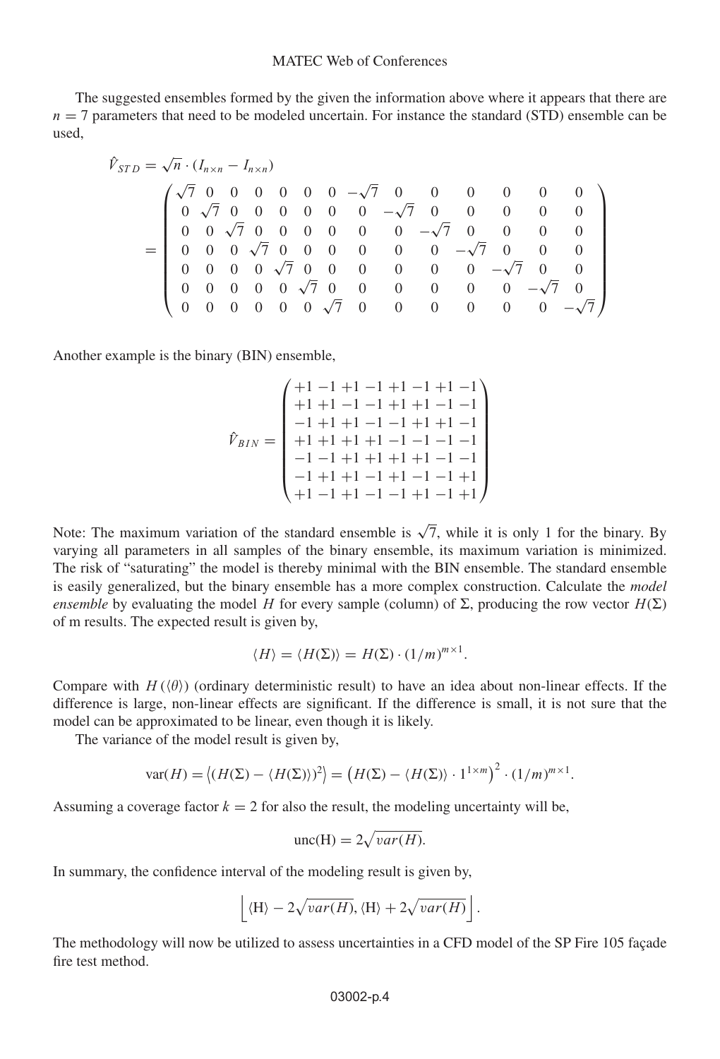The suggested ensembles formed by the given the information above where it appears that there are $n = 7$ parameters that need to be modeled uncertain. For instance the standard (STD) ensemble can be used,

$$
\hat{V}_{STD} = \sqrt{n} \cdot (I_{n \times n} - I_{n \times n})
$$

$$
= \begin{pmatrix}
\sqrt{7} & 0 & 0 & 0 & 0 & 0 & 0 & -\sqrt{7} & 0 & 0 & 0 & 0 & 0 & 0 \\
0 & \sqrt{7} & 0 & 0 & 0 & 0 & 0 & 0 & -\sqrt{7} & 0 & 0 & 0 & 0 & 0 \\
0 & 0 & \sqrt{7} & 0 & 0 & 0 & 0 & 0 & 0 & -\sqrt{7} & 0 & 0 & 0 & 0 \\
0 & 0 & 0 & \sqrt{7} & 0 & 0 & 0 & 0 & 0 & 0 & -\sqrt{7} & 0 & 0 & 0 \\
0 & 0 & 0 & 0 & \sqrt{7} & 0 & 0 & 0 & 0 & 0 & 0 & -\sqrt{7} & 0 & 0 \\
0 & 0 & 0 & 0 & 0 & \sqrt{7} & 0 & 0 & 0 & 0 & 0 & 0 & -\sqrt{7} & 0 \\
0 & 0 & 0 & 0 & 0 & 0 & \sqrt{7} & 0 & 0 & 0 & 0 & 0 & 0 & -\sqrt{7}
\end{pmatrix}
$$

Another example is the binary (BIN) ensemble,

$$
\hat{V}_{BIN} = \begin{pmatrix}
+1 & -1 & +1 & -1 & +1 & -1 & +1 & -1 \\
+1 & +1 & -1 & -1 & +1 & +1 & -1 & -1 \\
-1 & +1 & +1 & -1 & -1 & +1 & +1 & -1 \\
+1 & +1 & +1 & +1 & -1 & -1 & -1 & -1 \\
-1 & -1 & +1 & +1 & +1 & +1 & -1 & -1 \\
-1 & +1 & +1 & -1 & +1 & -1 & -1 & +1 \\
+1 & -1 & +1 & -1 & -1 & +1 & -1 & +1
\end{pmatrix}
$$

Note: The maximum variation of the standard ensemble is $\sqrt{7}$, while it is only 1 for the binary. By varying all parameters in all samples of the binary ensemble, its maximum variation is minimized. The risk of "saturating" the model is thereby minimal with the BIN ensemble. The standard ensemble is easily generalized, but the binary ensemble has a more complex construction. Calculate the *model ensemble* by evaluating the model $H$ for every sample (column) of $\Sigma$, producing the row vector $H(\Sigma)$ of m results. The expected result is given by,

$$
\langle H \rangle = \langle H(\Sigma) \rangle = H(\Sigma) \cdot (1/m)^{m \times 1}.
$$

Compare with $H(\langle \theta \rangle)$ (ordinary deterministic result) to have an idea about non-linear effects. If the difference is large, non-linear effects are significant. If the difference is small, it is not sure that the model can be approximated to be linear, even though it is likely.

The variance of the model result is given by,

$$
\mathrm{var}(H) = \left\langle (H(\Sigma) - \langle H(\Sigma) \rangle)^2 \right\rangle = \left( H(\Sigma) - \langle H(\Sigma) \rangle \cdot 1^{1 \times m} \right)^2 \cdot (1/m)^{m \times 1}.
$$

Assuming a coverage factor $k = 2$ for also the result, the modeling uncertainty will be,

$$
\mathrm{unc(H)} = 2\sqrt{var(H)}.
$$

In summary, the confidence interval of the modeling result is given by,

$$
\left\lfloor \langle \mathrm{H} \rangle - 2\sqrt{var(H)}, \langle \mathrm{H} \rangle + 2\sqrt{var(H)} \right\rfloor.
$$

The methodology will now be utilized to assess uncertainties in a CFD model of the SP Fire 105 façade fire test method.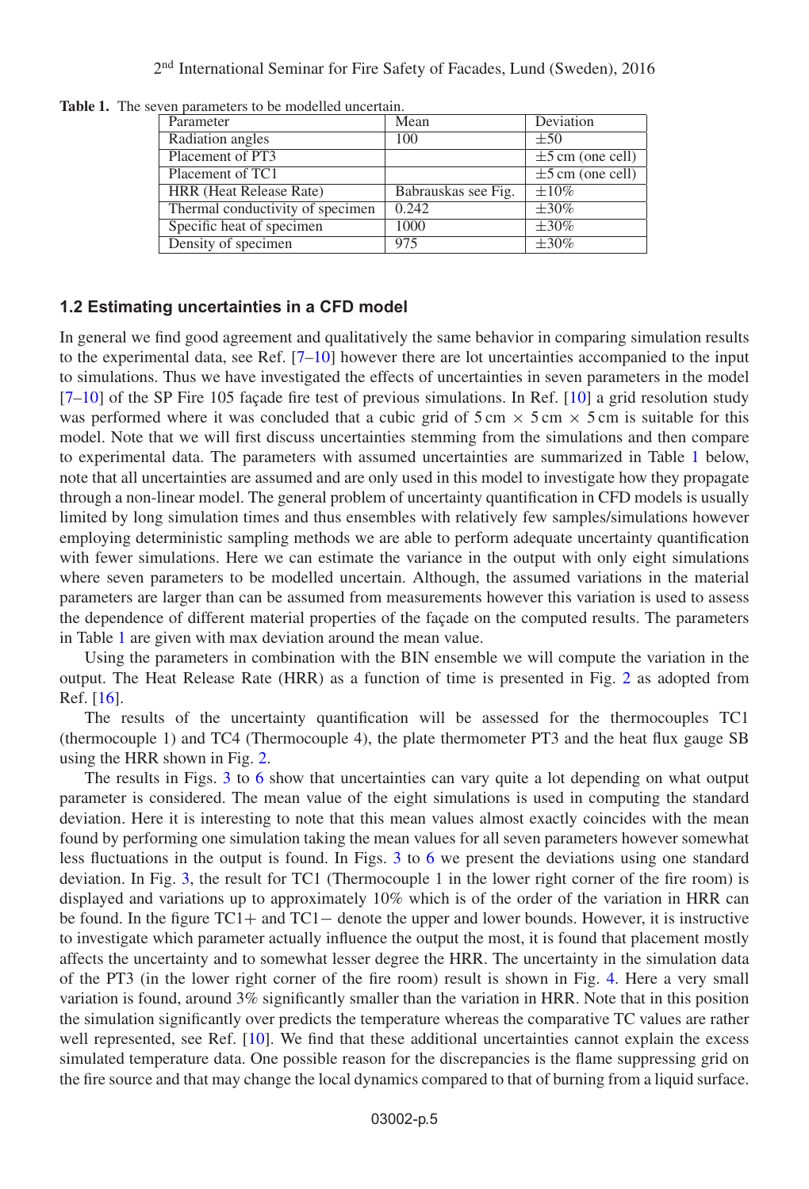**Table 1.** The seven parameters to be modelled uncertain.

| Parameter | Mean | Deviation |
|---|---|---|
| Radiation angles | 100 | $\pm 50$ |
| Placement of PT3 | | $\pm 5$ cm (one cell) |
| Placement of TC1 | | $\pm 5$ cm (one cell) |
| HRR (Heat Release Rate) | Babrauskas see Fig. | $\pm 10\%$ |
| Thermal conductivity of specimen | 0.242 | $\pm 30\%$ |
| Specific heat of specimen | 1000 | $\pm 30\%$ |
| Density of specimen | 975 | $\pm 30\%$ |

### 1.2 Estimating uncertainties in a CFD model

In general we find good agreement and qualitatively the same behavior in comparing simulation results to the experimental data, see Ref. [7–10] however there are lot uncertainties accompanied to the input to simulations. Thus we have investigated the effects of uncertainties in seven parameters in the model [7–10] of the SP Fire 105 façade fire test of previous simulations. In Ref. [10] a grid resolution study was performed where it was concluded that a cubic grid of 5 cm $\times$ 5 cm $\times$ 5 cm is suitable for this model. Note that we will first discuss uncertainties stemming from the simulations and then compare to experimental data. The parameters with assumed uncertainties are summarized in Table 1 below, note that all uncertainties are assumed and are only used in this model to investigate how they propagate through a non-linear model. The general problem of uncertainty quantification in CFD models is usually limited by long simulation times and thus ensembles with relatively few samples/simulations however employing deterministic sampling methods we are able to perform adequate uncertainty quantification with fewer simulations. Here we can estimate the variance in the output with only eight simulations where seven parameters to be modelled uncertain. Although, the assumed variations in the material parameters are larger than can be assumed from measurements however this variation is used to assess the dependence of different material properties of the façade on the computed results. The parameters in Table 1 are given with max deviation around the mean value.

Using the parameters in combination with the BIN ensemble we will compute the variation in the output. The Heat Release Rate (HRR) as a function of time is presented in Fig. 2 as adopted from Ref. [16].

The results of the uncertainty quantification will be assessed for the thermocouples TC1 (thermocouple 1) and TC4 (Thermocouple 4), the plate thermometer PT3 and the heat flux gauge SB using the HRR shown in Fig. 2.

The results in Figs. 3 to 6 show that uncertainties can vary quite a lot depending on what output parameter is considered. The mean value of the eight simulations is used in computing the standard deviation. Here it is interesting to note that this mean values almost exactly coincides with the mean found by performing one simulation taking the mean values for all seven parameters however somewhat less fluctuations in the output is found. In Figs. 3 to 6 we present the deviations using one standard deviation. In Fig. 3, the result for TC1 (Thermocouple 1 in the lower right corner of the fire room) is displayed and variations up to approximately 10% which is of the order of the variation in HRR can be found. In the figure TC1+ and TC1− denote the upper and lower bounds. However, it is instructive to investigate which parameter actually influence the output the most, it is found that placement mostly affects the uncertainty and to somewhat lesser degree the HRR. The uncertainty in the simulation data of the PT3 (in the lower right corner of the fire room) result is shown in Fig. 4. Here a very small variation is found, around 3% significantly smaller than the variation in HRR. Note that in this position the simulation significantly over predicts the temperature whereas the comparative TC values are rather well represented, see Ref. [10]. We find that these additional uncertainties cannot explain the excess simulated temperature data. One possible reason for the discrepancies is the flame suppressing grid on the fire source and that may change the local dynamics compared to that of burning from a liquid surface.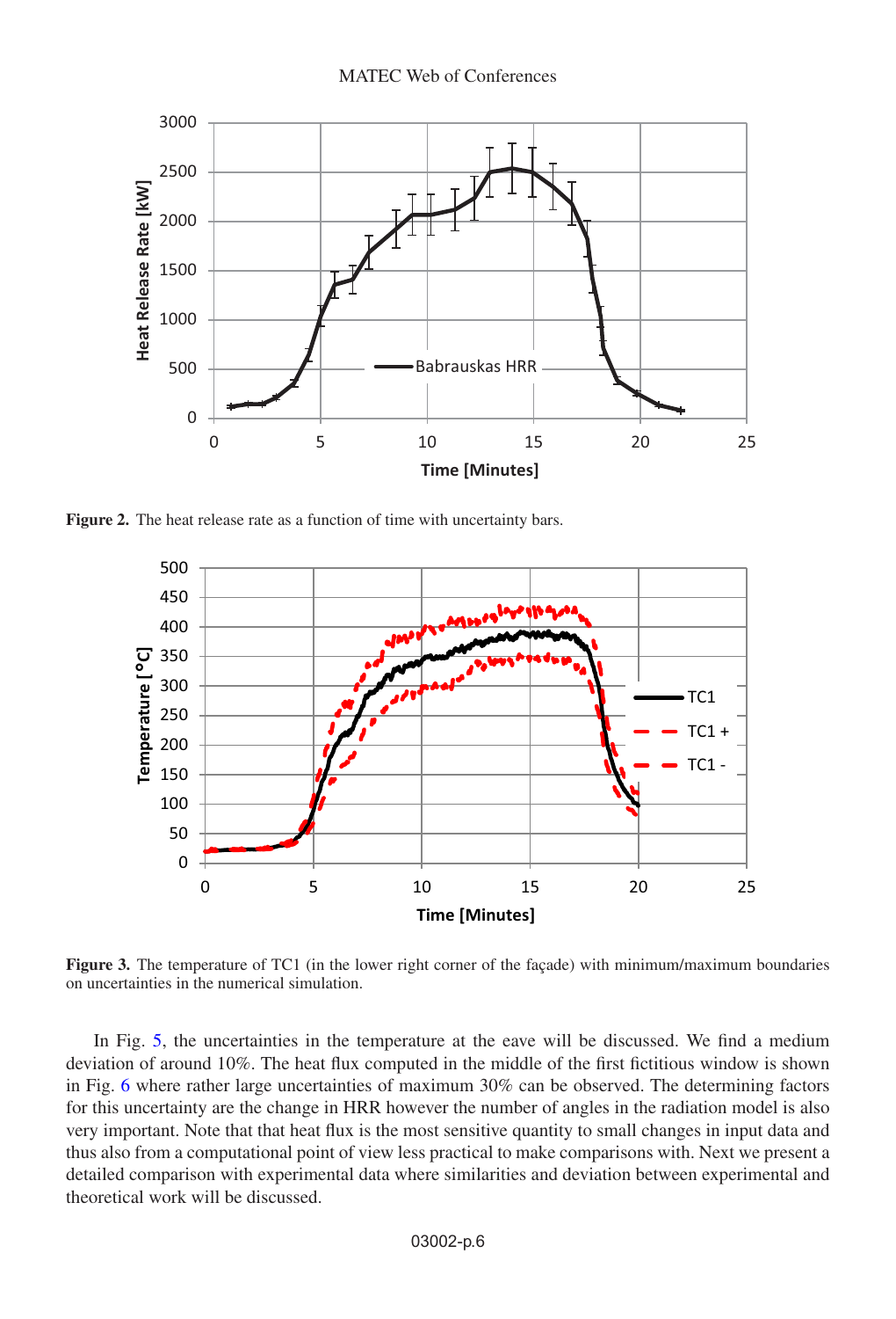**Figure 2.** The heat release rate as a function of time with uncertainty bars.

**Figure 3.** The temperature of TC1 (in the lower right corner of the façade) with minimum/maximum boundaries on uncertainties in the numerical simulation.

In Fig. 5, the uncertainties in the temperature at the eave will be discussed. We find a medium deviation of around 10%. The heat flux computed in the middle of the first fictitious window is shown in Fig. 6 where rather large uncertainties of maximum 30% can be observed. The determining factors for this uncertainty are the change in HRR however the number of angles in the radiation model is also very important. Note that that heat flux is the most sensitive quantity to small changes in input data and thus also from a computational point of view less practical to make comparisons with. Next we present a detailed comparison with experimental data where similarities and deviation between experimental and theoretical work will be discussed.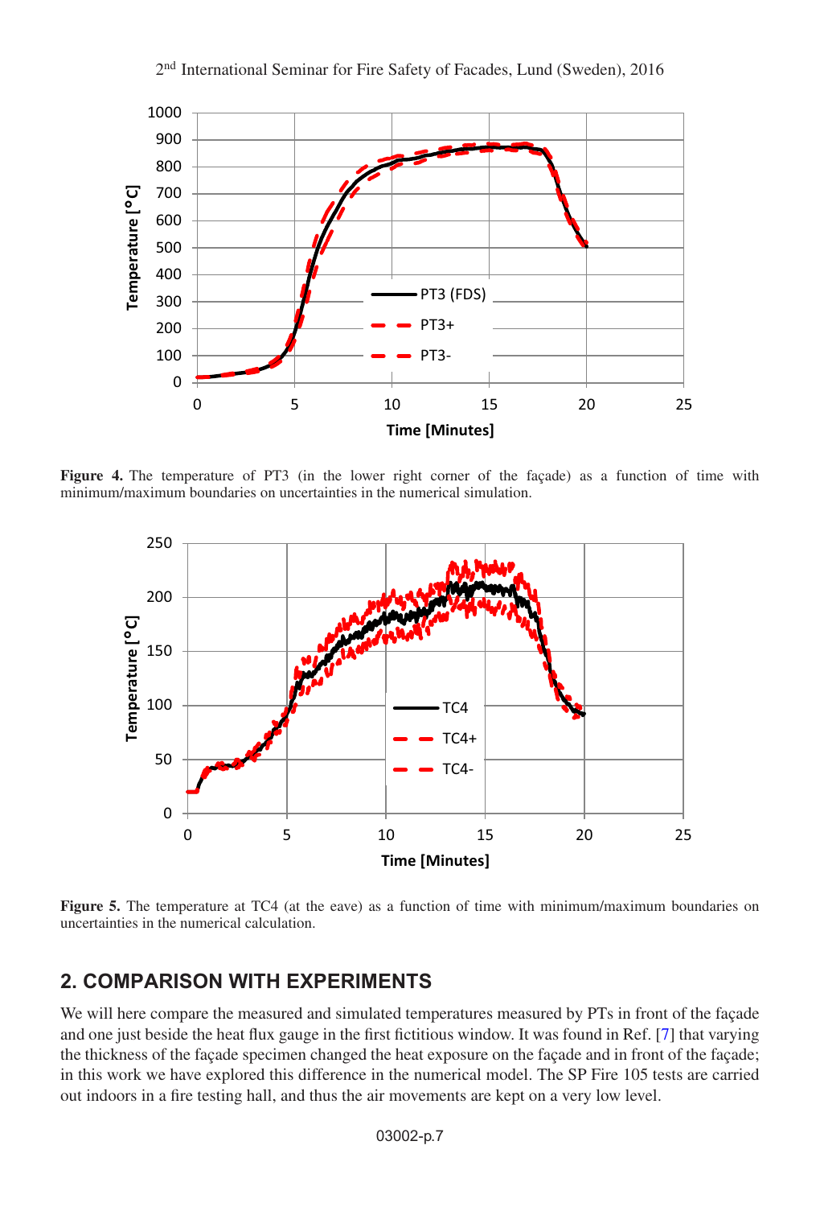**Figure 4.** The temperature of PT3 (in the lower right corner of the façade) as a function of time with minimum/maximum boundaries on uncertainties in the numerical simulation.

**Figure 5.** The temperature at TC4 (at the eave) as a function of time with minimum/maximum boundaries on uncertainties in the numerical calculation.

## 2. COMPARISON WITH EXPERIMENTS

We will here compare the measured and simulated temperatures measured by PTs in front of the façade and one just beside the heat flux gauge in the first fictitious window. It was found in Ref. [7] that varying the thickness of the façade specimen changed the heat exposure on the façade and in front of the façade; in this work we have explored this difference in the numerical model. The SP Fire 105 tests are carried out indoors in a fire testing hall, and thus the air movements are kept on a very low level.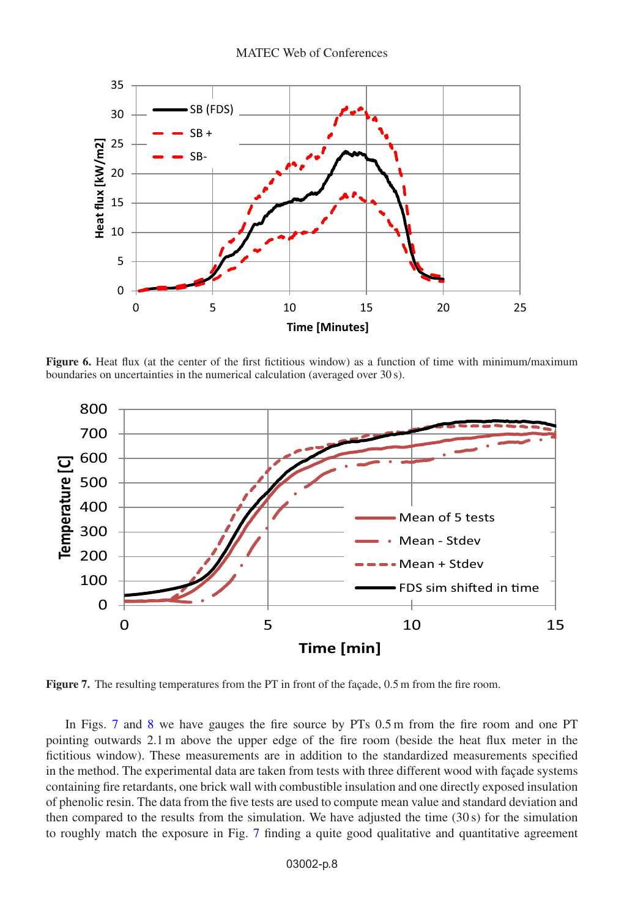**Figure 6.** Heat flux (at the center of the first fictitious window) as a function of time with minimum/maximum boundaries on uncertainties in the numerical calculation (averaged over 30 s).

**Figure 7.** The resulting temperatures from the PT in front of the façade, 0.5 m from the fire room.

In Figs. 7 and 8 we have gauges the fire source by PTs 0.5 m from the fire room and one PT pointing outwards 2.1 m above the upper edge of the fire room (beside the heat flux meter in the fictitious window). These measurements are in addition to the standardized measurements specified in the method. The experimental data are taken from tests with three different wood with façade systems containing fire retardants, one brick wall with combustible insulation and one directly exposed insulation of phenolic resin. The data from the five tests are used to compute mean value and standard deviation and then compared to the results from the simulation. We have adjusted the time (30 s) for the simulation to roughly match the exposure in Fig. 7 finding a quite good qualitative and quantitative agreement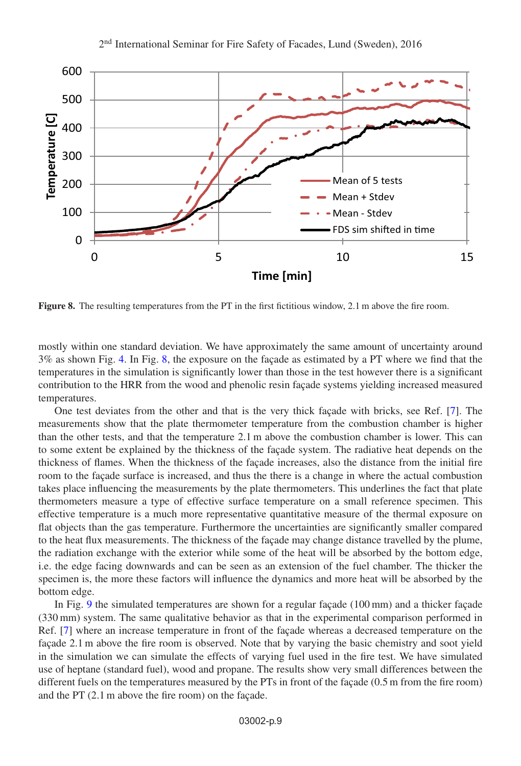**Figure 8.** The resulting temperatures from the PT in the first fictitious window, 2.1 m above the fire room.

mostly within one standard deviation. We have approximately the same amount of uncertainty around 3% as shown Fig. 4. In Fig. 8, the exposure on the façade as estimated by a PT where we find that the temperatures in the simulation is significantly lower than those in the test however there is a significant contribution to the HRR from the wood and phenolic resin façade systems yielding increased measured temperatures.

One test deviates from the other and that is the very thick façade with bricks, see Ref. [7]. The measurements show that the plate thermometer temperature from the combustion chamber is higher than the other tests, and that the temperature 2.1 m above the combustion chamber is lower. This can to some extent be explained by the thickness of the façade system. The radiative heat depends on the thickness of flames. When the thickness of the façade increases, also the distance from the initial fire room to the façade surface is increased, and thus the there is a change in where the actual combustion takes place influencing the measurements by the plate thermometers. This underlines the fact that plate thermometers measure a type of effective surface temperature on a small reference specimen. This effective temperature is a much more representative quantitative measure of the thermal exposure on flat objects than the gas temperature. Furthermore the uncertainties are significantly smaller compared to the heat flux measurements. The thickness of the façade may change distance travelled by the plume, the radiation exchange with the exterior while some of the heat will be absorbed by the bottom edge, i.e. the edge facing downwards and can be seen as an extension of the fuel chamber. The thicker the specimen is, the more these factors will influence the dynamics and more heat will be absorbed by the bottom edge.

In Fig. 9 the simulated temperatures are shown for a regular façade (100 mm) and a thicker façade (330 mm) system. The same qualitative behavior as that in the experimental comparison performed in Ref. [7] where an increase temperature in front of the façade whereas a decreased temperature on the façade 2.1 m above the fire room is observed. Note that by varying the basic chemistry and soot yield in the simulation we can simulate the effects of varying fuel used in the fire test. We have simulated use of heptane (standard fuel), wood and propane. The results show very small differences between the different fuels on the temperatures measured by the PTs in front of the façade (0.5 m from the fire room) and the PT (2.1 m above the fire room) on the façade.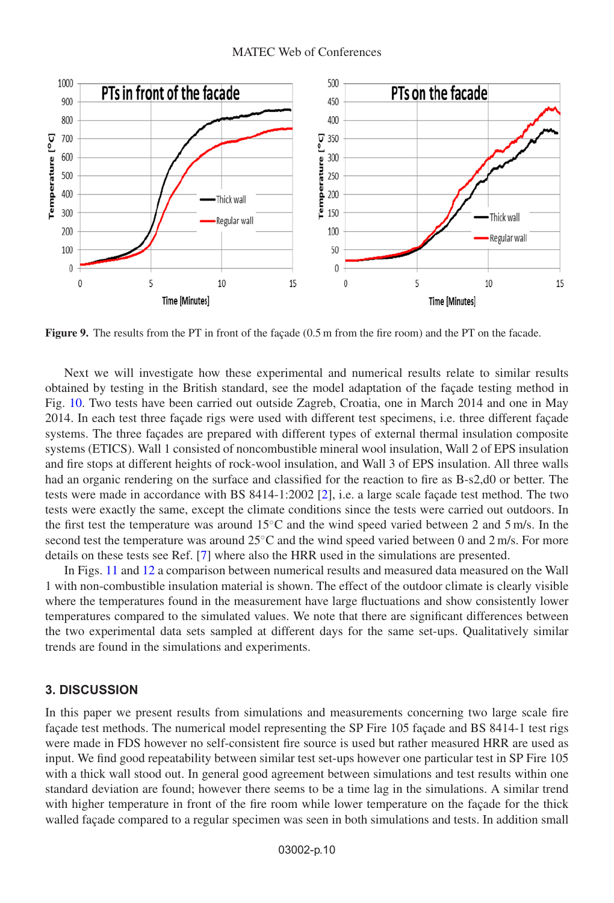**Figure 9.** The results from the PT in front of the façade (0.5 m from the fire room) and the PT on the facade.

Next we will investigate how these experimental and numerical results relate to similar results obtained by testing in the British standard, see the model adaptation of the façade testing method in Fig. 10. Two tests have been carried out outside Zagreb, Croatia, one in March 2014 and one in May 2014. In each test three façade rigs were used with different test specimens, i.e. three different façade systems. The three façades are prepared with different types of external thermal insulation composite systems (ETICS). Wall 1 consisted of noncombustible mineral wool insulation, Wall 2 of EPS insulation and fire stops at different heights of rock-wool insulation, and Wall 3 of EPS insulation. All three walls had an organic rendering on the surface and classified for the reaction to fire as B-s2,d0 or better. The tests were made in accordance with BS 8414-1:2002 [2], i.e. a large scale façade test method. The two tests were exactly the same, except the climate conditions since the tests were carried out outdoors. In the first test the temperature was around 15°C and the wind speed varied between 2 and 5 m/s. In the second test the temperature was around 25°C and the wind speed varied between 0 and 2 m/s. For more details on these tests see Ref. [7] where also the HRR used in the simulations are presented.

In Figs. 11 and 12 a comparison between numerical results and measured data measured on the Wall 1 with non-combustible insulation material is shown. The effect of the outdoor climate is clearly visible where the temperatures found in the measurement have large fluctuations and show consistently lower temperatures compared to the simulated values. We note that there are significant differences between the two experimental data sets sampled at different days for the same set-ups. Qualitatively similar trends are found in the simulations and experiments.

## 3. DISCUSSION

In this paper we present results from simulations and measurements concerning two large scale fire façade test methods. The numerical model representing the SP Fire 105 façade and BS 8414-1 test rigs were made in FDS however no self-consistent fire source is used but rather measured HRR are used as input. We find good repeatability between similar test set-ups however one particular test in SP Fire 105 with a thick wall stood out. In general good agreement between simulations and test results within one standard deviation are found; however there seems to be a time lag in the simulations. A similar trend with higher temperature in front of the fire room while lower temperature on the façade for the thick walled façade compared to a regular specimen was seen in both simulations and tests. In addition small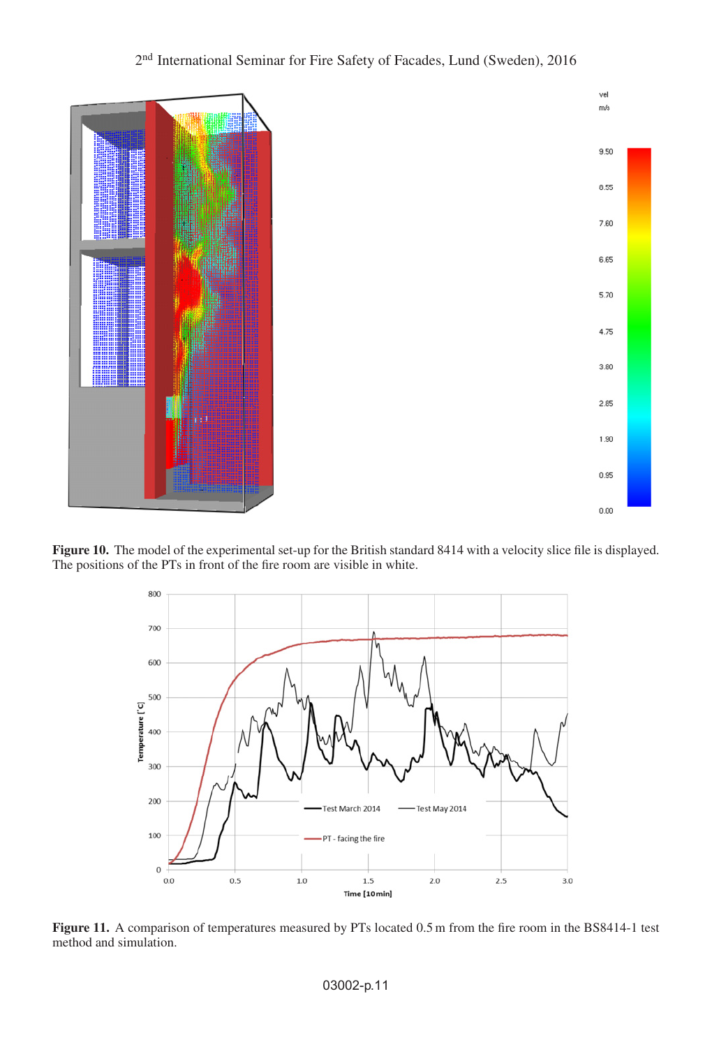**Figure 10.** The model of the experimental set-up for the British standard 8414 with a velocity slice file is displayed. The positions of the PTs in front of the fire room are visible in white.

**Figure 11.** A comparison of temperatures measured by PTs located 0.5 m from the fire room in the BS8414-1 test method and simulation.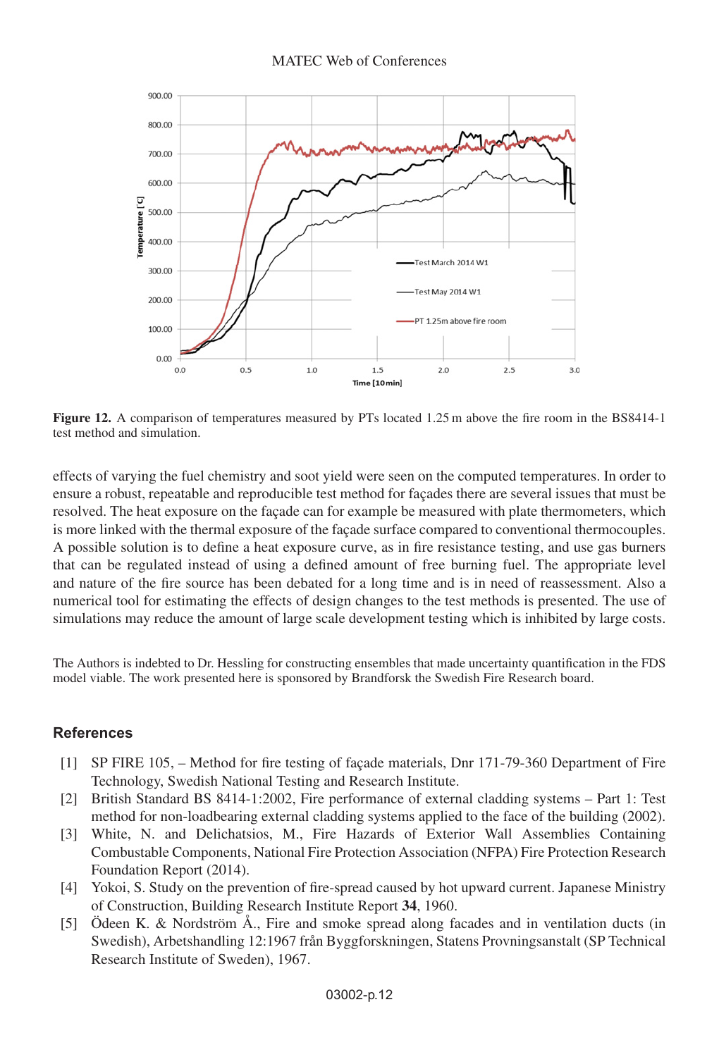Figure 12. A comparison of temperatures measured by PTs located 1.25 m above the fire room in the BS8414-1 test method and simulation.

effects of varying the fuel chemistry and soot yield were seen on the computed temperatures. In order to ensure a robust, repeatable and reproducible test method for façades there are several issues that must be resolved. The heat exposure on the façade can for example be measured with plate thermometers, which is more linked with the thermal exposure of the façade surface compared to conventional thermocouples. A possible solution is to define a heat exposure curve, as in fire resistance testing, and use gas burners that can be regulated instead of using a defined amount of free burning fuel. The appropriate level and nature of the fire source has been debated for a long time and is in need of reassessment. Also a numerical tool for estimating the effects of design changes to the test methods is presented. The use of simulations may reduce the amount of large scale development testing which is inhibited by large costs.

The Authors is indebted to Dr. Hessling for constructing ensembles that made uncertainty quantification in the FDS model viable. The work presented here is sponsored by Brandforsk the Swedish Fire Research board.

## References

[1] SP FIRE 105, – Method for fire testing of façade materials, Dnr 171-79-360 Department of Fire Technology, Swedish National Testing and Research Institute.

[2] British Standard BS 8414-1:2002, Fire performance of external cladding systems – Part 1: Test method for non-loadbearing external cladding systems applied to the face of the building (2002).

[3] White, N. and Delichatsios, M., Fire Hazards of Exterior Wall Assemblies Containing Combustable Components, National Fire Protection Association (NFPA) Fire Protection Research Foundation Report (2014).

[4] Yokoi, S. Study on the prevention of fire-spread caused by hot upward current. Japanese Ministry of Construction, Building Research Institute Report **34**, 1960.

[5] Ödeen K. & Nordström Å., Fire and smoke spread along facades and in ventilation ducts (in Swedish), Arbetshandling 12:1967 från Byggforskningen, Statens Provningsanstalt (SP Technical Research Institute of Sweden), 1967.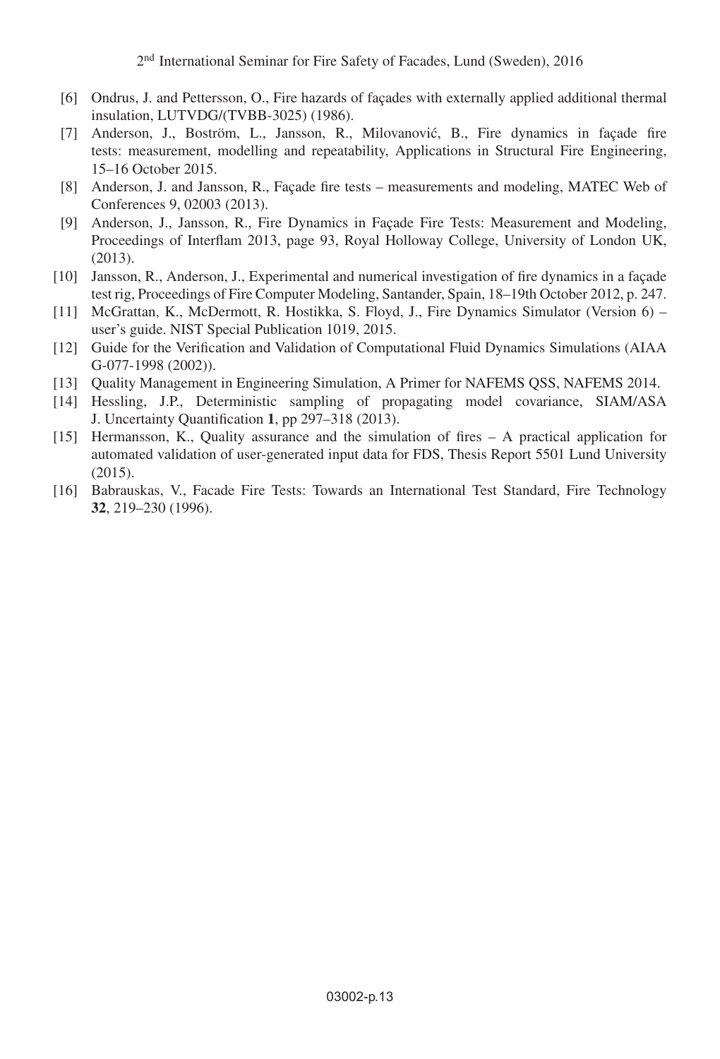[6] Ondrus, J. and Pettersson, O., Fire hazards of façades with externally applied additional thermal insulation, LUTVDG/(TVBB-3025) (1986).

[7] Anderson, J., Boström, L., Jansson, R., Milovanović, B., Fire dynamics in façade fire tests: measurement, modelling and repeatability, Applications in Structural Fire Engineering, 15–16 October 2015.

[8] Anderson, J. and Jansson, R., Façade fire tests – measurements and modeling, MATEC Web of Conferences 9, 02003 (2013).

[9] Anderson, J., Jansson, R., Fire Dynamics in Façade Fire Tests: Measurement and Modeling, Proceedings of Interflam 2013, page 93, Royal Holloway College, University of London UK, (2013).

[10] Jansson, R., Anderson, J., Experimental and numerical investigation of fire dynamics in a façade test rig, Proceedings of Fire Computer Modeling, Santander, Spain, 18–19th October 2012, p. 247.

[11] McGrattan, K., McDermott, R. Hostikka, S. Floyd, J., Fire Dynamics Simulator (Version 6) – user's guide. NIST Special Publication 1019, 2015.

[12] Guide for the Verification and Validation of Computational Fluid Dynamics Simulations (AIAA G-077-1998 (2002)).

[13] Quality Management in Engineering Simulation, A Primer for NAFEMS QSS, NAFEMS 2014.

[14] Hessling, J.P., Deterministic sampling of propagating model covariance, SIAM/ASA J. Uncertainty Quantification **1**, pp 297–318 (2013).

[15] Hermansson, K., Quality assurance and the simulation of fires – A practical application for automated validation of user-generated input data for FDS, Thesis Report 5501 Lund University (2015).

[16] Babrauskas, V., Facade Fire Tests: Towards an International Test Standard, Fire Technology **32**, 219–230 (1996).